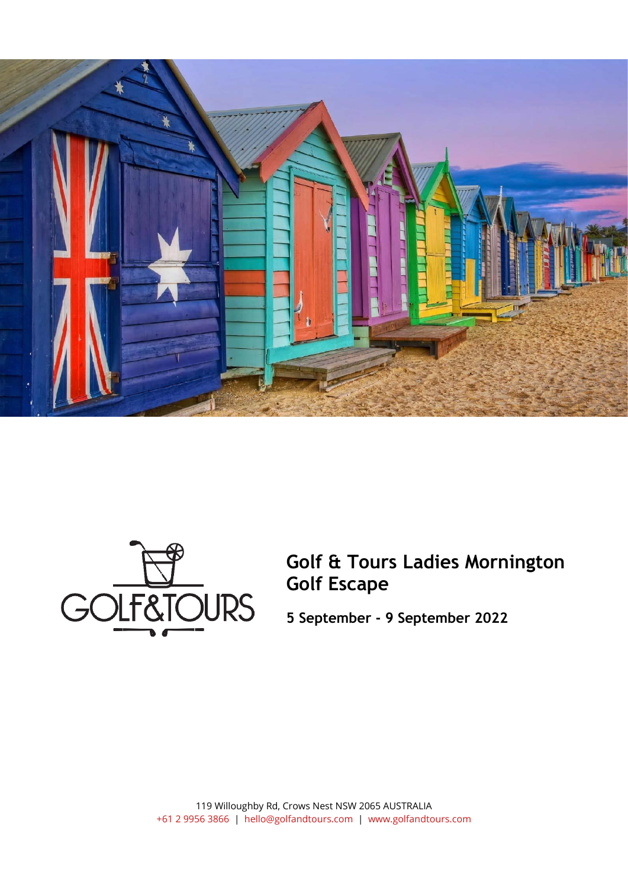# Golf & Tours Ladies Mornington Golf Escape

**5 September - 9 September 2022**

119 Willoughby Rd, Crows Nest NSW 2065 AUSTRALIA
+61 2 9956 3866 | hello@golfandtours.com | www.golfandtours.com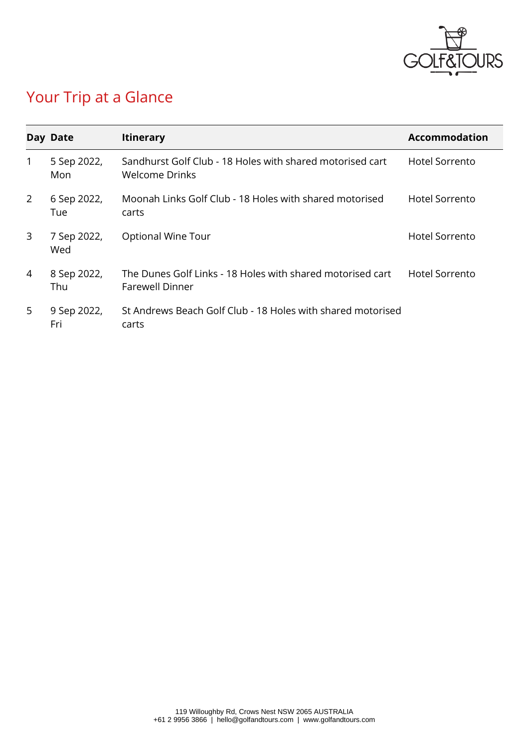# Your Trip at a Glance

| Day | Date | Itinerary | Accommodation |
|---|---|---|---|
| 1 | 5 Sep 2022, Mon | Sandhurst Golf Club - 18 Holes with shared motorised cart<br>Welcome Drinks | Hotel Sorrento |
| 2 | 6 Sep 2022, Tue | Moonah Links Golf Club - 18 Holes with shared motorised carts | Hotel Sorrento |
| 3 | 7 Sep 2022, Wed | Optional Wine Tour | Hotel Sorrento |
| 4 | 8 Sep 2022, Thu | The Dunes Golf Links - 18 Holes with shared motorised cart<br>Farewell Dinner | Hotel Sorrento |
| 5 | 9 Sep 2022, Fri | St Andrews Beach Golf Club - 18 Holes with shared motorised carts | |

119 Willoughby Rd, Crows Nest NSW 2065 AUSTRALIA
+61 2 9956 3866 | hello@golfandtours.com | www.golfandtours.com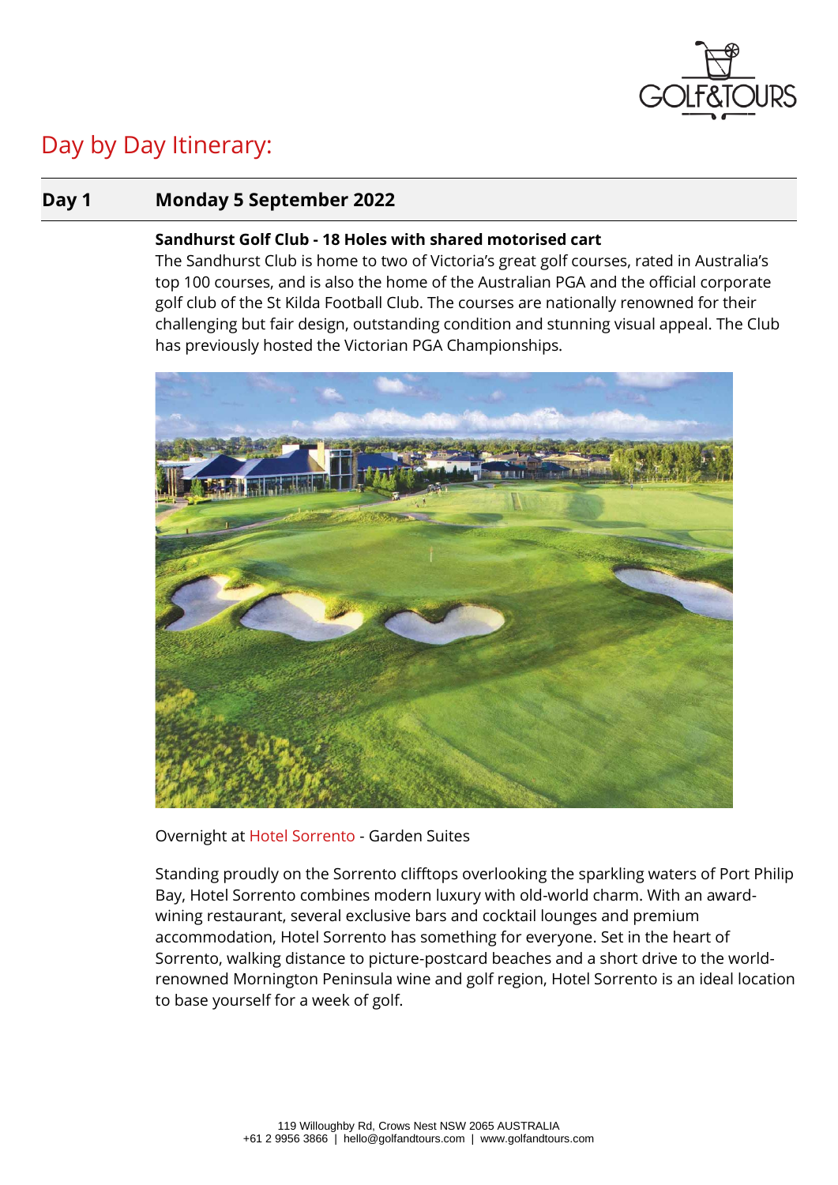# Day by Day Itinerary:

## Day 1 Monday 5 September 2022

**Sandhurst Golf Club - 18 Holes with shared motorised cart**

The Sandhurst Club is home to two of Victoria's great golf courses, rated in Australia's top 100 courses, and is also the home of the Australian PGA and the official corporate golf club of the St Kilda Football Club. The courses are nationally renowned for their challenging but fair design, outstanding condition and stunning visual appeal. The Club has previously hosted the Victorian PGA Championships.

Overnight at Hotel Sorrento - Garden Suites

Standing proudly on the Sorrento clifftops overlooking the sparkling waters of Port Philip Bay, Hotel Sorrento combines modern luxury with old-world charm. With an award-wining restaurant, several exclusive bars and cocktail lounges and premium accommodation, Hotel Sorrento has something for everyone. Set in the heart of Sorrento, walking distance to picture-postcard beaches and a short drive to the world-renowned Mornington Peninsula wine and golf region, Hotel Sorrento is an ideal location to base yourself for a week of golf.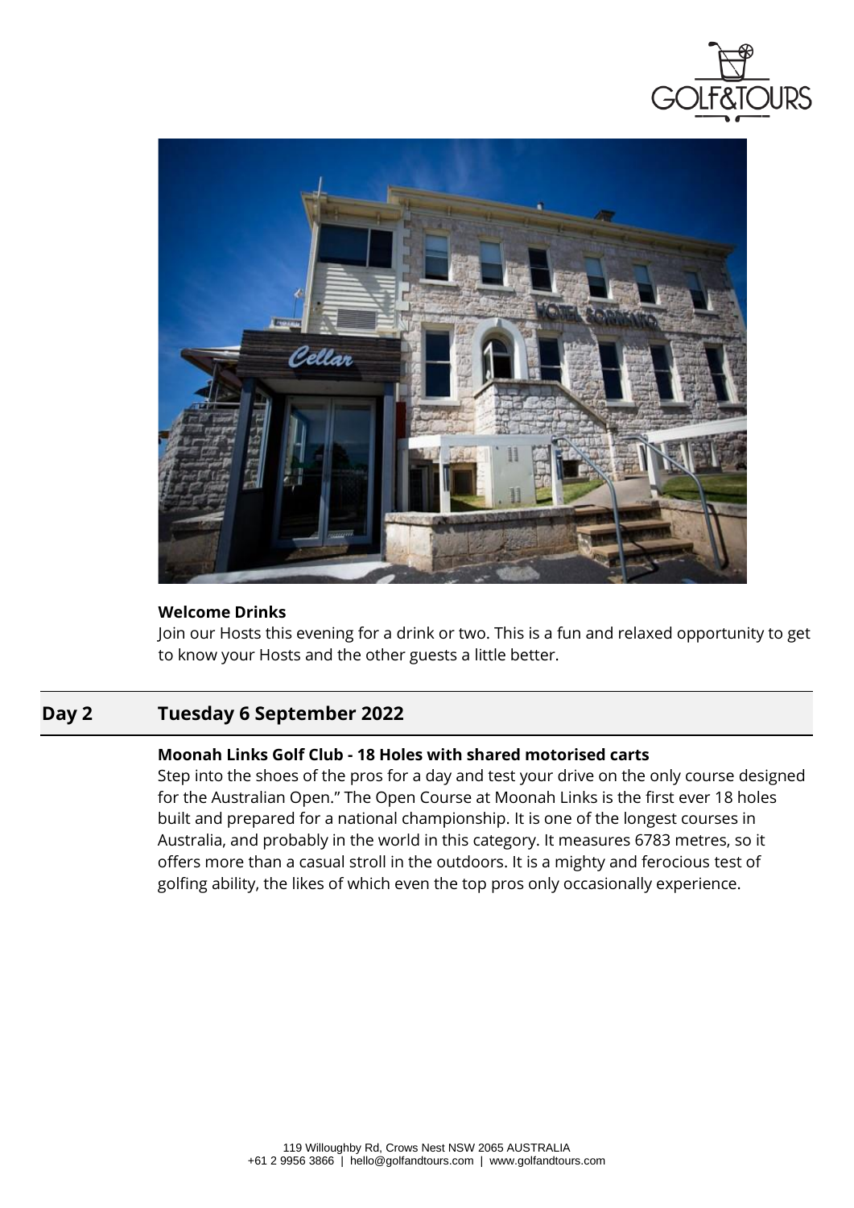**Welcome Drinks**

Join our Hosts this evening for a drink or two. This is a fun and relaxed opportunity to get to know your Hosts and the other guests a little better.

## Day 2 Tuesday 6 September 2022

**Moonah Links Golf Club - 18 Holes with shared motorised carts**

Step into the shoes of the pros for a day and test your drive on the only course designed for the Australian Open." The Open Course at Moonah Links is the first ever 18 holes built and prepared for a national championship. It is one of the longest courses in Australia, and probably in the world in this category. It measures 6783 metres, so it offers more than a casual stroll in the outdoors. It is a mighty and ferocious test of golfing ability, the likes of which even the top pros only occasionally experience.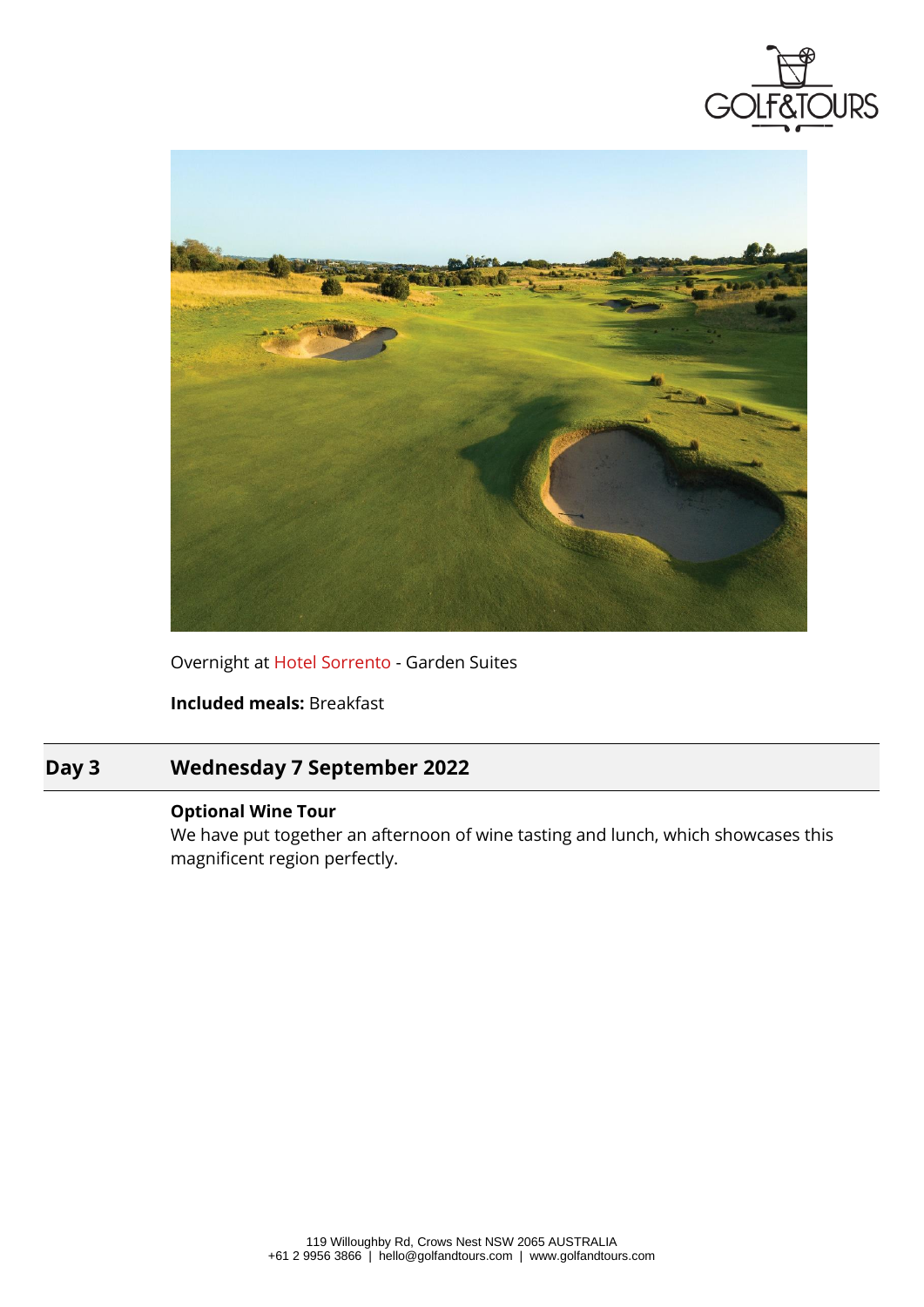Overnight at Hotel Sorrento - Garden Suites

**Included meals:** Breakfast

## Day 3 Wednesday 7 September 2022

**Optional Wine Tour**
We have put together an afternoon of wine tasting and lunch, which showcases this magnificent region perfectly.

119 Willoughby Rd, Crows Nest NSW 2065 AUSTRALIA
+61 2 9956 3866 | hello@golfandtours.com | www.golfandtours.com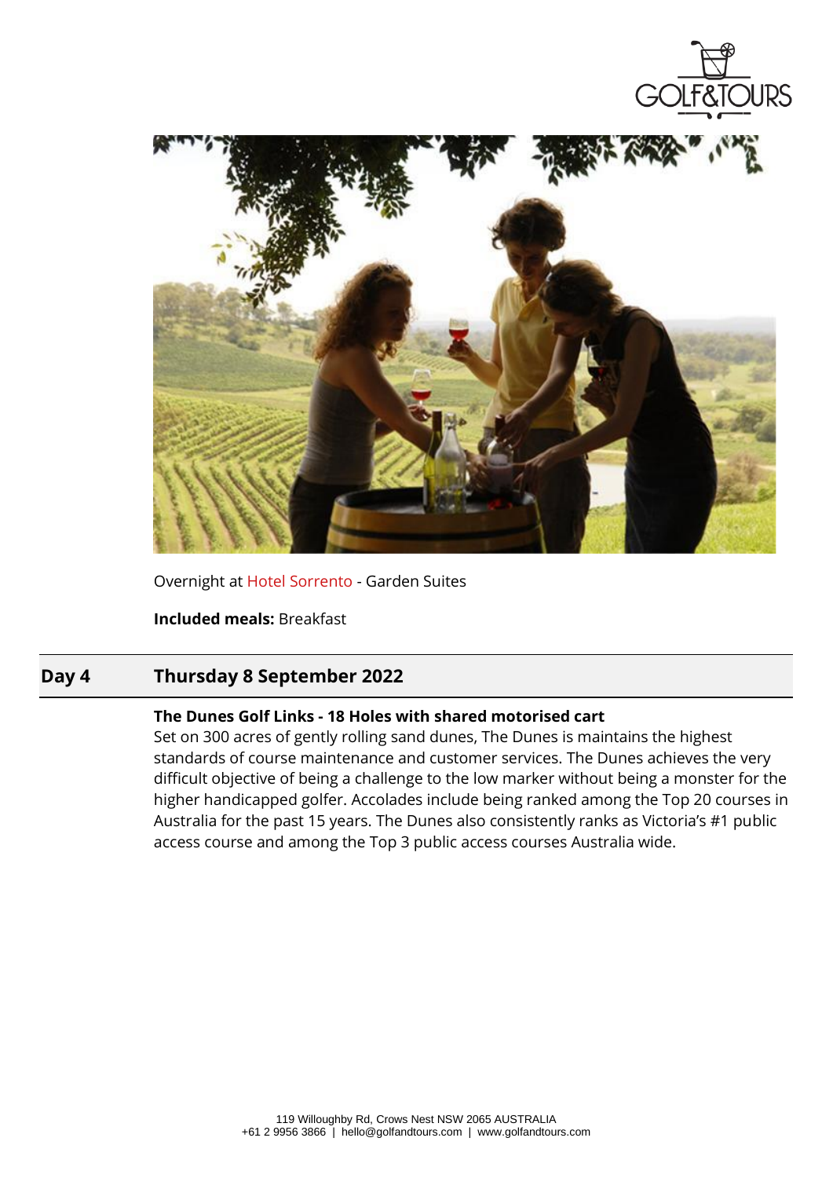Overnight at Hotel Sorrento - Garden Suites

**Included meals:** Breakfast

## Day 4 Thursday 8 September 2022

**The Dunes Golf Links - 18 Holes with shared motorised cart**

Set on 300 acres of gently rolling sand dunes, The Dunes is maintains the highest standards of course maintenance and customer services. The Dunes achieves the very difficult objective of being a challenge to the low marker without being a monster for the higher handicapped golfer. Accolades include being ranked among the Top 20 courses in Australia for the past 15 years. The Dunes also consistently ranks as Victoria's #1 public access course and among the Top 3 public access courses Australia wide.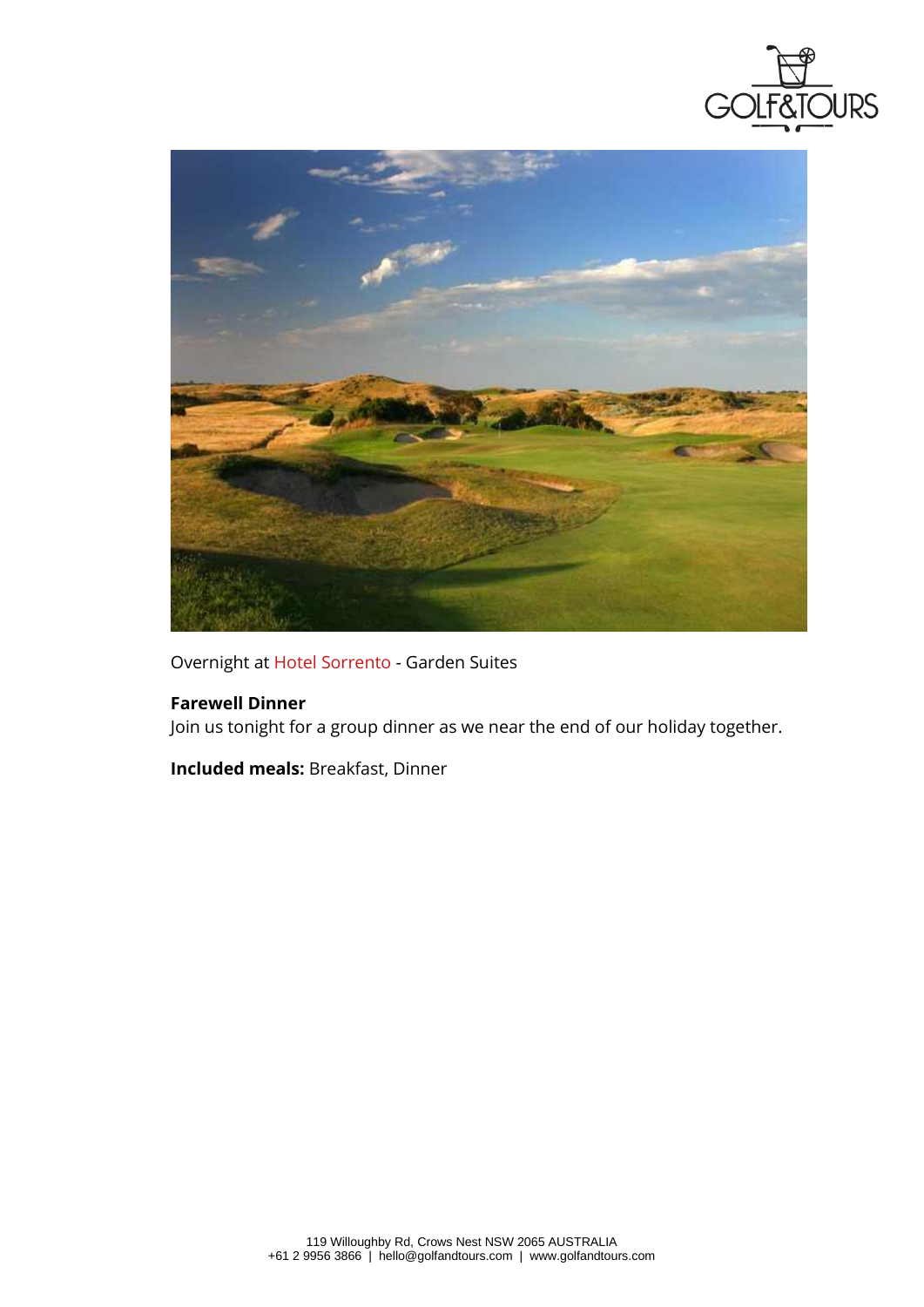Overnight at Hotel Sorrento - Garden Suites

**Farewell Dinner**
Join us tonight for a group dinner as we near the end of our holiday together.

**Included meals:** Breakfast, Dinner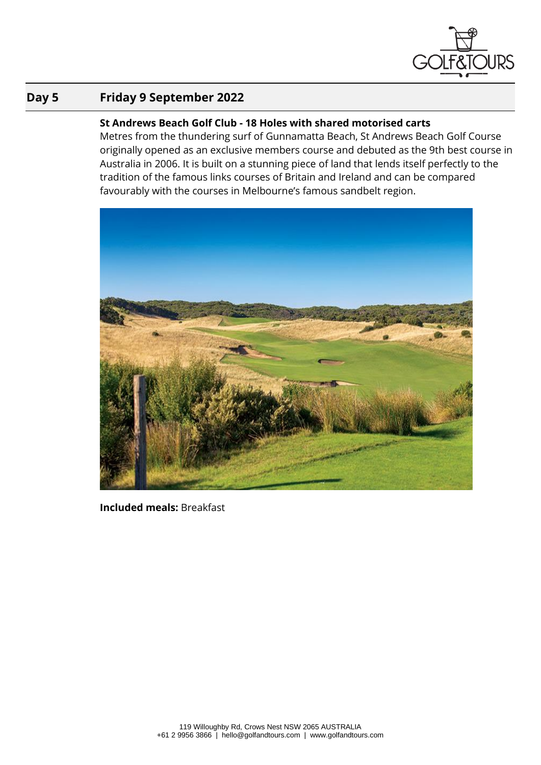## Day 5 Friday 9 September 2022

**St Andrews Beach Golf Club - 18 Holes with shared motorised carts**

Metres from the thundering surf of Gunnamatta Beach, St Andrews Beach Golf Course originally opened as an exclusive members course and debuted as the 9th best course in Australia in 2006. It is built on a stunning piece of land that lends itself perfectly to the tradition of the famous links courses of Britain and Ireland and can be compared favourably with the courses in Melbourne's famous sandbelt region.

**Included meals:** Breakfast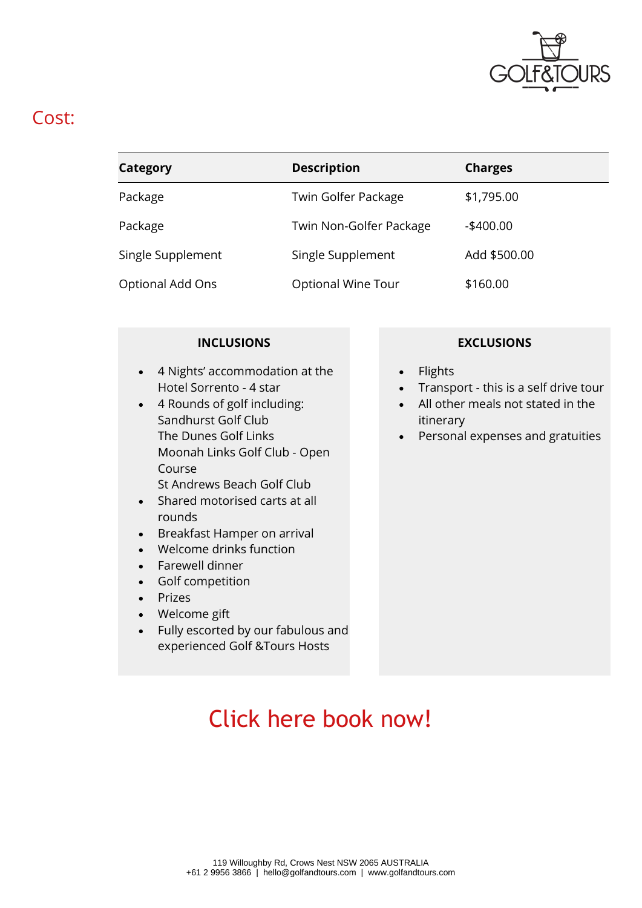## Cost:

| Category | Description | Charges |
|---|---|---|
| Package | Twin Golfer Package | $1,795.00 |
| Package | Twin Non-Golfer Package | -$400.00 |
| Single Supplement | Single Supplement | Add $500.00 |
| Optional Add Ons | Optional Wine Tour | $160.00 |

**INCLUSIONS**

- 4 Nights' accommodation at the Hotel Sorrento - 4 star
- 4 Rounds of golf including:
  Sandhurst Golf Club
  The Dunes Golf Links
  Moonah Links Golf Club - Open Course
  St Andrews Beach Golf Club
- Shared motorised carts at all rounds
- Breakfast Hamper on arrival
- Welcome drinks function
- Farewell dinner
- Golf competition
- Prizes
- Welcome gift
- Fully escorted by our fabulous and experienced Golf &Tours Hosts

**EXCLUSIONS**

- Flights
- Transport - this is a self drive tour
- All other meals not stated in the itinerary
- Personal expenses and gratuities

## Click here book now!

119 Willoughby Rd, Crows Nest NSW 2065 AUSTRALIA
+61 2 9956 3866 | hello@golfandtours.com | www.golfandtours.com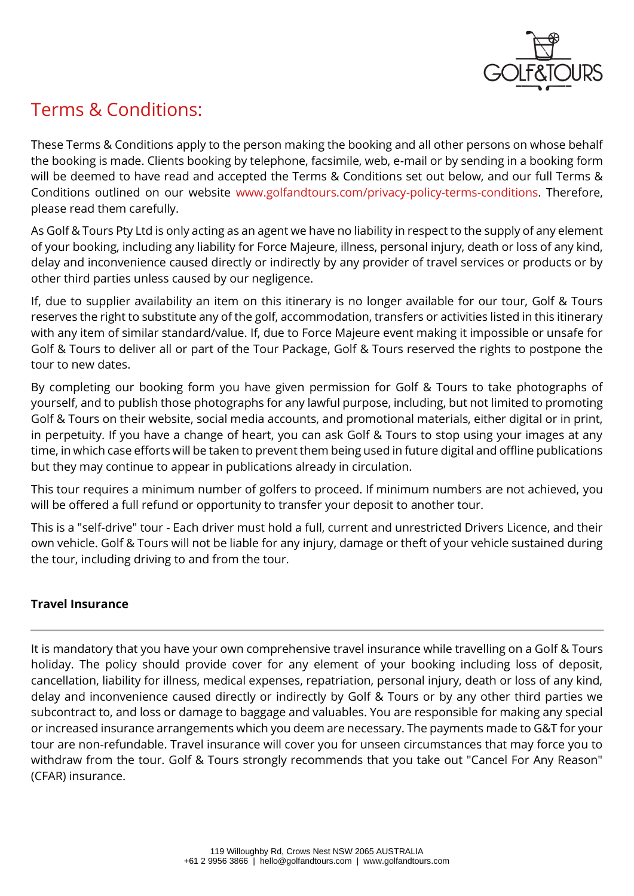# Terms & Conditions:

These Terms & Conditions apply to the person making the booking and all other persons on whose behalf the booking is made. Clients booking by telephone, facsimile, web, e-mail or by sending in a booking form will be deemed to have read and accepted the Terms & Conditions set out below, and our full Terms & Conditions outlined on our website www.golfandtours.com/privacy-policy-terms-conditions. Therefore, please read them carefully.

As Golf & Tours Pty Ltd is only acting as an agent we have no liability in respect to the supply of any element of your booking, including any liability for Force Majeure, illness, personal injury, death or loss of any kind, delay and inconvenience caused directly or indirectly by any provider of travel services or products or by other third parties unless caused by our negligence.

If, due to supplier availability an item on this itinerary is no longer available for our tour, Golf & Tours reserves the right to substitute any of the golf, accommodation, transfers or activities listed in this itinerary with any item of similar standard/value. If, due to Force Majeure event making it impossible or unsafe for Golf & Tours to deliver all or part of the Tour Package, Golf & Tours reserved the rights to postpone the tour to new dates.

By completing our booking form you have given permission for Golf & Tours to take photographs of yourself, and to publish those photographs for any lawful purpose, including, but not limited to promoting Golf & Tours on their website, social media accounts, and promotional materials, either digital or in print, in perpetuity. If you have a change of heart, you can ask Golf & Tours to stop using your images at any time, in which case efforts will be taken to prevent them being used in future digital and offline publications but they may continue to appear in publications already in circulation.

This tour requires a minimum number of golfers to proceed. If minimum numbers are not achieved, you will be offered a full refund or opportunity to transfer your deposit to another tour.

This is a "self-drive" tour - Each driver must hold a full, current and unrestricted Drivers Licence, and their own vehicle. Golf & Tours will not be liable for any injury, damage or theft of your vehicle sustained during the tour, including driving to and from the tour.

**Travel Insurance**

---

It is mandatory that you have your own comprehensive travel insurance while travelling on a Golf & Tours holiday. The policy should provide cover for any element of your booking including loss of deposit, cancellation, liability for illness, medical expenses, repatriation, personal injury, death or loss of any kind, delay and inconvenience caused directly or indirectly by Golf & Tours or by any other third parties we subcontract to, and loss or damage to baggage and valuables. You are responsible for making any special or increased insurance arrangements which you deem are necessary. The payments made to G&T for your tour are non-refundable. Travel insurance will cover you for unseen circumstances that may force you to withdraw from the tour. Golf & Tours strongly recommends that you take out "Cancel For Any Reason" (CFAR) insurance.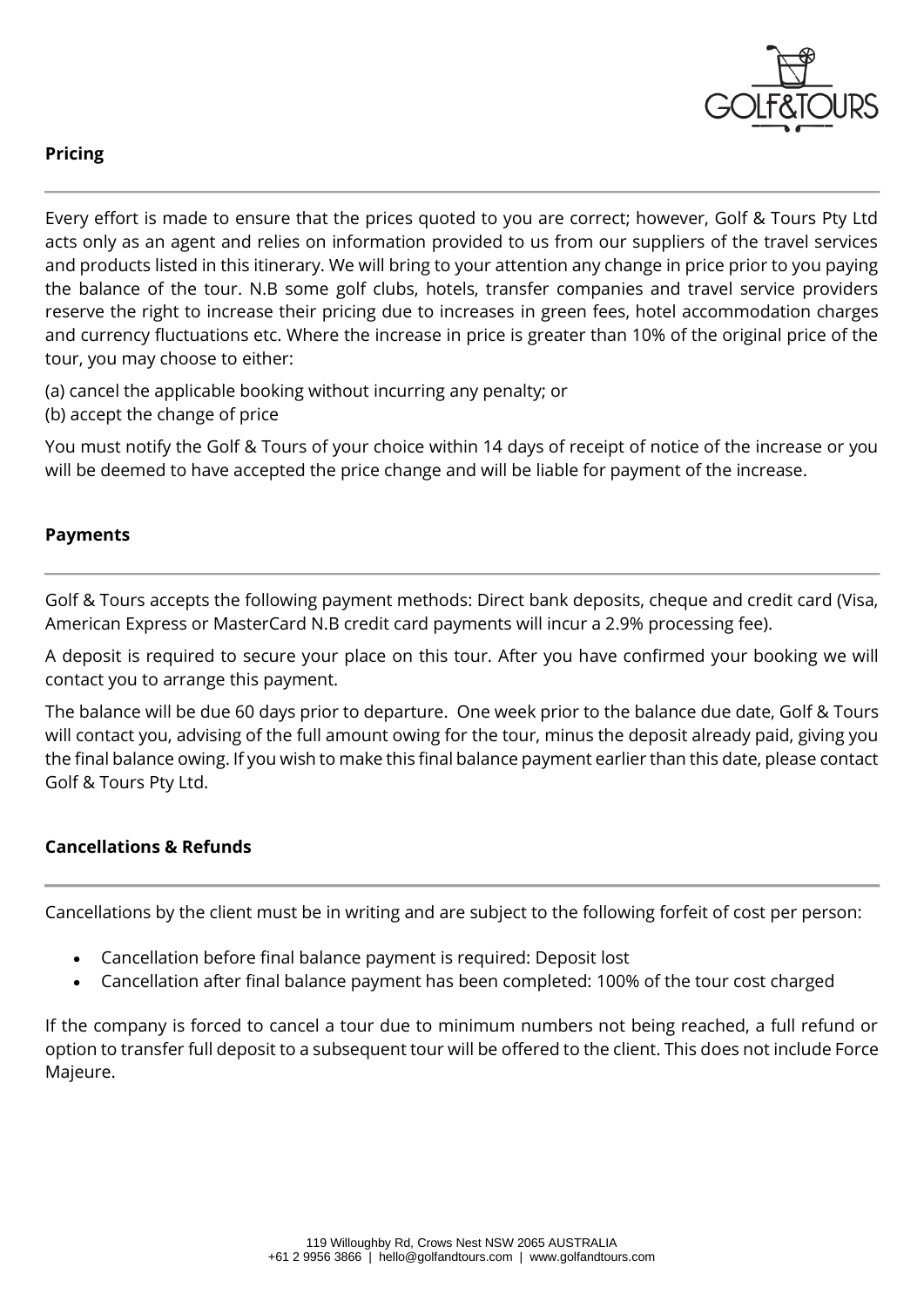## Pricing

Every effort is made to ensure that the prices quoted to you are correct; however, Golf & Tours Pty Ltd acts only as an agent and relies on information provided to us from our suppliers of the travel services and products listed in this itinerary. We will bring to your attention any change in price prior to you paying the balance of the tour. N.B some golf clubs, hotels, transfer companies and travel service providers reserve the right to increase their pricing due to increases in green fees, hotel accommodation charges and currency fluctuations etc. Where the increase in price is greater than 10% of the original price of the tour, you may choose to either:

(a) cancel the applicable booking without incurring any penalty; or
(b) accept the change of price

You must notify the Golf & Tours of your choice within 14 days of receipt of notice of the increase or you will be deemed to have accepted the price change and will be liable for payment of the increase.

## Payments

Golf & Tours accepts the following payment methods: Direct bank deposits, cheque and credit card (Visa, American Express or MasterCard N.B credit card payments will incur a 2.9% processing fee).

A deposit is required to secure your place on this tour. After you have confirmed your booking we will contact you to arrange this payment.

The balance will be due 60 days prior to departure. One week prior to the balance due date, Golf & Tours will contact you, advising of the full amount owing for the tour, minus the deposit already paid, giving you the final balance owing. If you wish to make this final balance payment earlier than this date, please contact Golf & Tours Pty Ltd.

## Cancellations & Refunds

Cancellations by the client must be in writing and are subject to the following forfeit of cost per person:

- Cancellation before final balance payment is required: Deposit lost
- Cancellation after final balance payment has been completed: 100% of the tour cost charged

If the company is forced to cancel a tour due to minimum numbers not being reached, a full refund or option to transfer full deposit to a subsequent tour will be offered to the client. This does not include Force Majeure.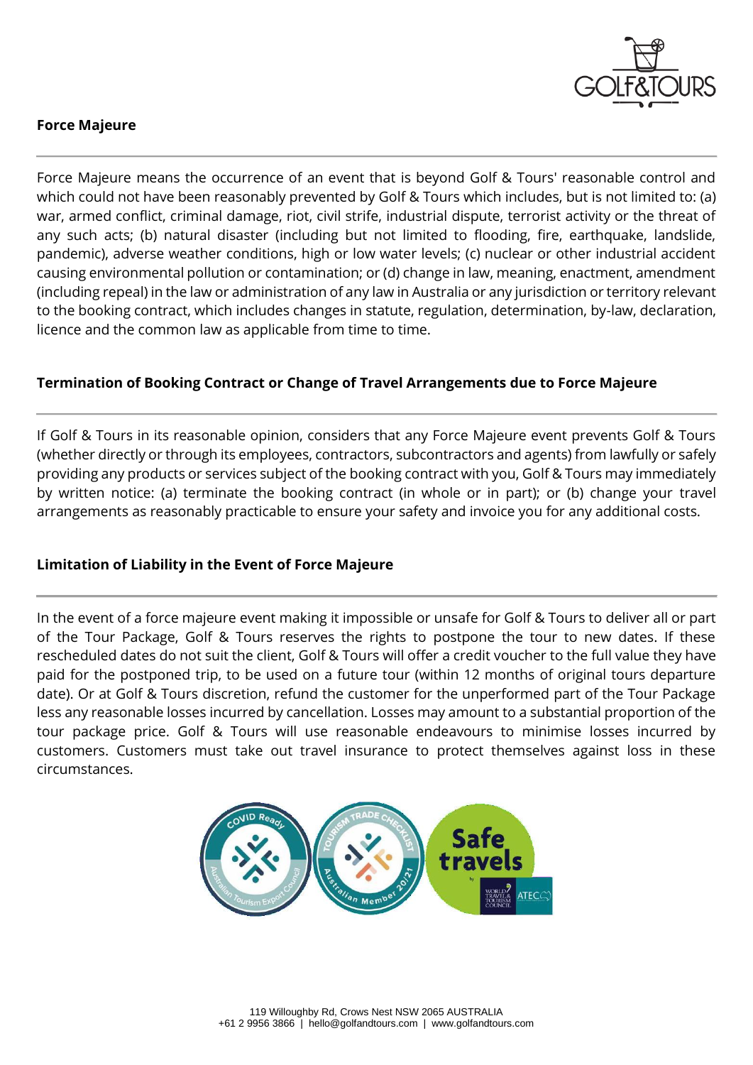## Force Majeure

Force Majeure means the occurrence of an event that is beyond Golf & Tours' reasonable control and which could not have been reasonably prevented by Golf & Tours which includes, but is not limited to: (a) war, armed conflict, criminal damage, riot, civil strife, industrial dispute, terrorist activity or the threat of any such acts; (b) natural disaster (including but not limited to flooding, fire, earthquake, landslide, pandemic), adverse weather conditions, high or low water levels; (c) nuclear or other industrial accident causing environmental pollution or contamination; or (d) change in law, meaning, enactment, amendment (including repeal) in the law or administration of any law in Australia or any jurisdiction or territory relevant to the booking contract, which includes changes in statute, regulation, determination, by-law, declaration, licence and the common law as applicable from time to time.

## Termination of Booking Contract or Change of Travel Arrangements due to Force Majeure

If Golf & Tours in its reasonable opinion, considers that any Force Majeure event prevents Golf & Tours (whether directly or through its employees, contractors, subcontractors and agents) from lawfully or safely providing any products or services subject of the booking contract with you, Golf & Tours may immediately by written notice: (a) terminate the booking contract (in whole or in part); or (b) change your travel arrangements as reasonably practicable to ensure your safety and invoice you for any additional costs.

## Limitation of Liability in the Event of Force Majeure

In the event of a force majeure event making it impossible or unsafe for Golf & Tours to deliver all or part of the Tour Package, Golf & Tours reserves the rights to postpone the tour to new dates. If these rescheduled dates do not suit the client, Golf & Tours will offer a credit voucher to the full value they have paid for the postponed trip, to be used on a future tour (within 12 months of original tours departure date). Or at Golf & Tours discretion, refund the customer for the unperformed part of the Tour Package less any reasonable losses incurred by cancellation. Losses may amount to a substantial proportion of the tour package price. Golf & Tours will use reasonable endeavours to minimise losses incurred by customers. Customers must take out travel insurance to protect themselves against loss in these circumstances.

119 Willoughby Rd, Crows Nest NSW 2065 AUSTRALIA
+61 2 9956 3866 | hello@golfandtours.com | www.golfandtours.com